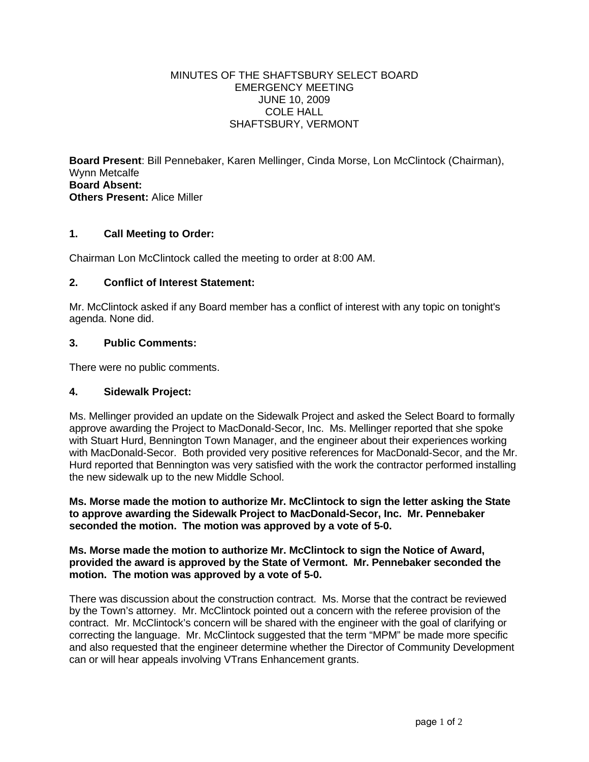MINUTES OF THE SHAFTSBURY SELECT BOARD
EMERGENCY MEETING
JUNE 10, 2009
COLE HALL
SHAFTSBURY, VERMONT

**Board Present**: Bill Pennebaker, Karen Mellinger, Cinda Morse, Lon McClintock (Chairman), Wynn Metcalfe
**Board Absent:**
**Others Present:** Alice Miller

### 1. Call Meeting to Order:

Chairman Lon McClintock called the meeting to order at 8:00 AM.

### 2. Conflict of Interest Statement:

Mr. McClintock asked if any Board member has a conflict of interest with any topic on tonight's agenda. None did.

### 3. Public Comments:

There were no public comments.

### 4. Sidewalk Project:

Ms. Mellinger provided an update on the Sidewalk Project and asked the Select Board to formally approve awarding the Project to MacDonald-Secor, Inc. Ms. Mellinger reported that she spoke with Stuart Hurd, Bennington Town Manager, and the engineer about their experiences working with MacDonald-Secor. Both provided very positive references for MacDonald-Secor, and the Mr. Hurd reported that Bennington was very satisfied with the work the contractor performed installing the new sidewalk up to the new Middle School.

**Ms. Morse made the motion to authorize Mr. McClintock to sign the letter asking the State to approve awarding the Sidewalk Project to MacDonald-Secor, Inc. Mr. Pennebaker seconded the motion. The motion was approved by a vote of 5-0.**

**Ms. Morse made the motion to authorize Mr. McClintock to sign the Notice of Award, provided the award is approved by the State of Vermont. Mr. Pennebaker seconded the motion. The motion was approved by a vote of 5-0.**

There was discussion about the construction contract. Ms. Morse that the contract be reviewed by the Town's attorney. Mr. McClintock pointed out a concern with the referee provision of the contract. Mr. McClintock's concern will be shared with the engineer with the goal of clarifying or correcting the language. Mr. McClintock suggested that the term "MPM" be made more specific and also requested that the engineer determine whether the Director of Community Development can or will hear appeals involving VTrans Enhancement grants.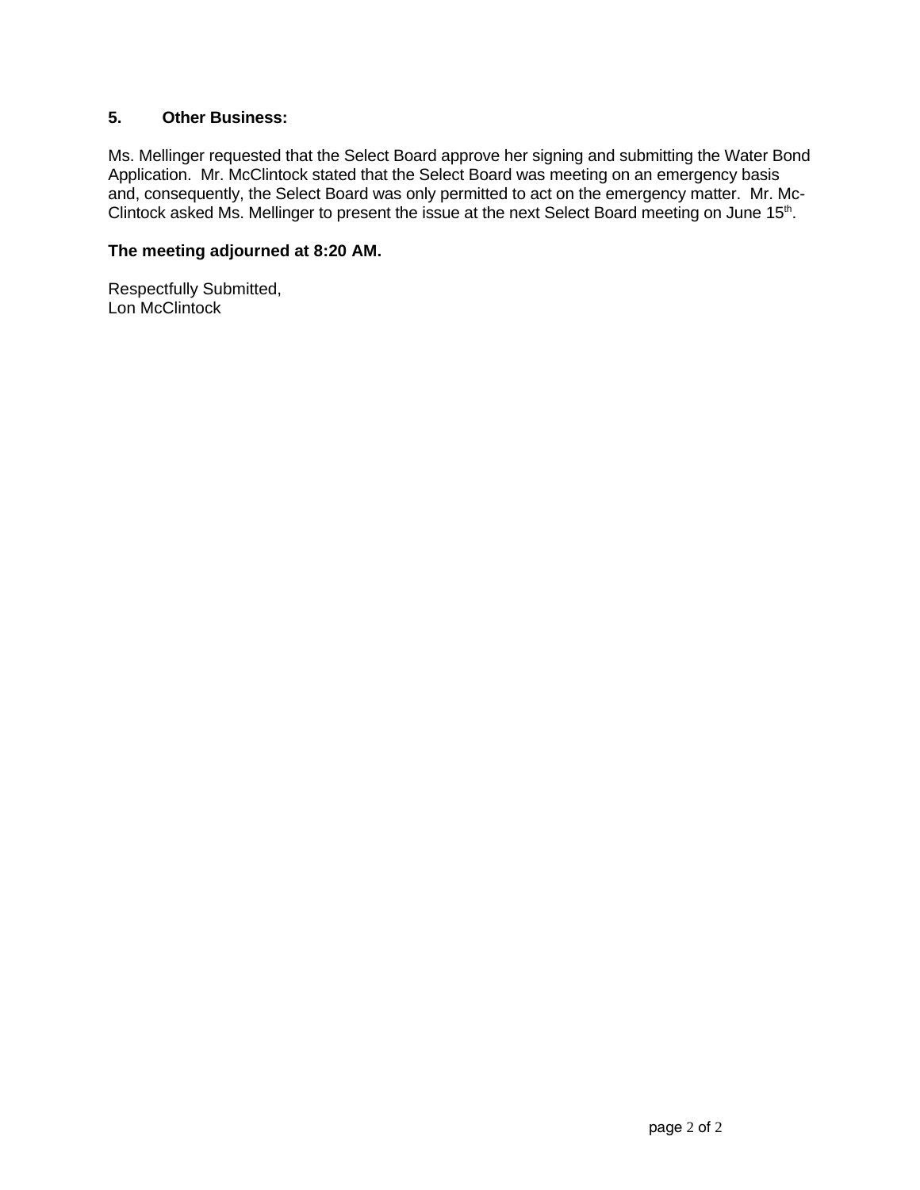**5. Other Business:**

Ms. Mellinger requested that the Select Board approve her signing and submitting the Water Bond Application. Mr. McClintock stated that the Select Board was meeting on an emergency basis and, consequently, the Select Board was only permitted to act on the emergency matter. Mr. McClintock asked Ms. Mellinger to present the issue at the next Select Board meeting on June 15th.

**The meeting adjourned at 8:20 AM.**

Respectfully Submitted,
Lon McClintock